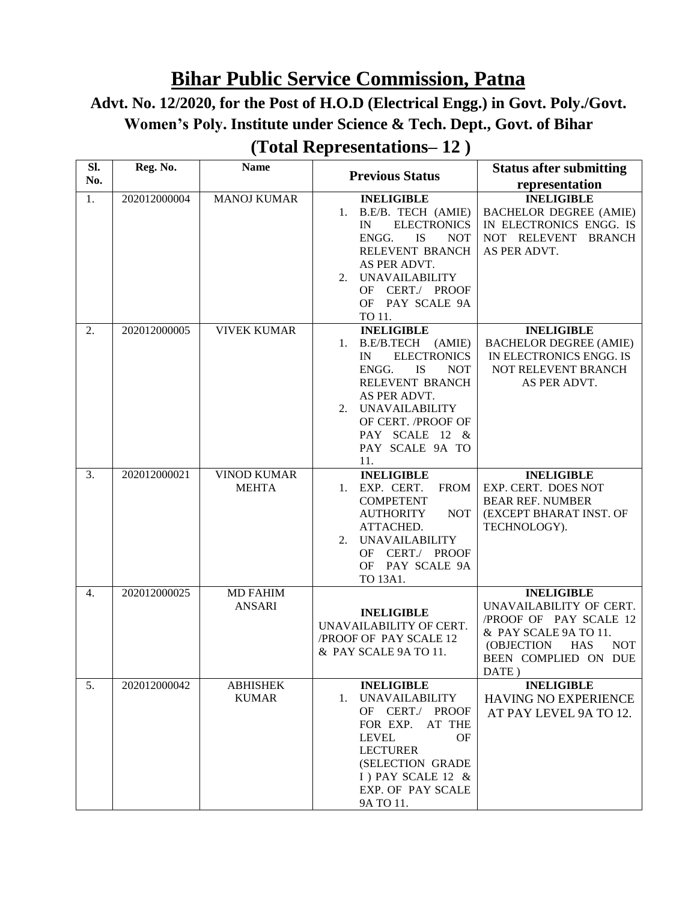# Bihar Public Service Commission, Patna

## Advt. No. 12/2020, for the Post of H.O.D (Electrical Engg.) in Govt. Poly./Govt. Women's Poly. Institute under Science & Tech. Dept., Govt. of Bihar

## (Total Representations– 12 )

| Sl. No. | Reg. No. | Name | Previous Status | Status after submitting representation |
|---|---|---|---|---|
| 1. | 202012000004 | MANOJ KUMAR | **INELIGIBLE**<br>1. B.E/B. TECH (AMIE) IN ELECTRONICS ENGG. IS NOT RELEVENT BRANCH AS PER ADVT.<br>2. UNAVAILABILITY OF CERT./ PROOF OF PAY SCALE 9A TO 11. | **INELIGIBLE**<br>BACHELOR DEGREE (AMIE) IN ELECTRONICS ENGG. IS NOT RELEVENT BRANCH AS PER ADVT. |
| 2. | 202012000005 | VIVEK KUMAR | **INELIGIBLE**<br>1. B.E/B.TECH (AMIE) IN ELECTRONICS ENGG. IS NOT RELEVENT BRANCH AS PER ADVT.<br>2. UNAVAILABILITY OF CERT. /PROOF OF PAY SCALE 12 & PAY SCALE 9A TO 11. | **INELIGIBLE**<br>BACHELOR DEGREE (AMIE) IN ELECTRONICS ENGG. IS NOT RELEVENT BRANCH AS PER ADVT. |
| 3. | 202012000021 | VINOD KUMAR MEHTA | **INELIGIBLE**<br>1. EXP. CERT. FROM COMPETENT AUTHORITY NOT ATTACHED.<br>2. UNAVAILABILITY OF CERT./ PROOF OF PAY SCALE 9A TO 13A1. | **INELIGIBLE**<br>EXP. CERT. DOES NOT BEAR REF. NUMBER (EXCEPT BHARAT INST. OF TECHNOLOGY). |
| 4. | 202012000025 | MD FAHIM ANSARI | **INELIGIBLE**<br>UNAVAILABILITY OF CERT. /PROOF OF PAY SCALE 12 & PAY SCALE 9A TO 11. | **INELIGIBLE**<br>UNAVAILABILITY OF CERT. /PROOF OF PAY SCALE 12 & PAY SCALE 9A TO 11. (OBJECTION HAS NOT BEEN COMPLIED ON DUE DATE ) |
| 5. | 202012000042 | ABHISHEK KUMAR | **INELIGIBLE**<br>1. UNAVAILABILITY OF CERT./ PROOF FOR EXP. AT THE LEVEL OF LECTURER (SELECTION GRADE I ) PAY SCALE 12 & EXP. OF PAY SCALE 9A TO 11. | **INELIGIBLE**<br>HAVING NO EXPERIENCE AT PAY LEVEL 9A TO 12. |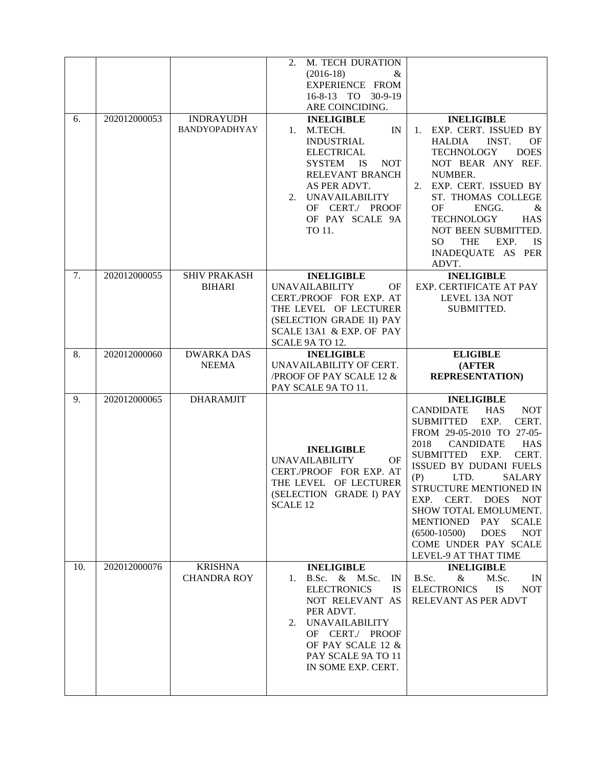| | | | | |
|---|---|---|---|---|
| | | | 2. M. TECH DURATION (2016-18) & EXPERIENCE FROM 16-8-13 TO 30-9-19 ARE COINCIDING. | |
| 6. | 202012000053 | INDRAYUDH BANDYOPADHYAY | **INELIGIBLE**<br>1. M.TECH. IN INDUSTRIAL ELECTRICAL SYSTEM IS NOT RELEVANT BRANCH AS PER ADVT.<br>2. UNAVAILABILITY OF CERT./ PROOF OF PAY SCALE 9A TO 11. | **INELIGIBLE**<br>1. EXP. CERT. ISSUED BY HALDIA INST. OF TECHNOLOGY DOES NOT BEAR ANY REF. NUMBER.<br>2. EXP. CERT. ISSUED BY ST. THOMAS COLLEGE OF ENGG. & TECHNOLOGY HAS NOT BEEN SUBMITTED. SO THE EXP. IS INADEQUATE AS PER ADVT. |
| 7. | 202012000055 | SHIV PRAKASH BIHARI | **INELIGIBLE**<br>UNAVAILABILITY OF CERT./PROOF FOR EXP. AT THE LEVEL OF LECTURER (SELECTION GRADE II) PAY SCALE 13A1 & EXP. OF PAY SCALE 9A TO 12. | **INELIGIBLE**<br>EXP. CERTIFICATE AT PAY LEVEL 13A NOT SUBMITTED. |
| 8. | 202012000060 | DWARKA DAS NEEMA | **INELIGIBLE**<br>UNAVAILABILITY OF CERT. /PROOF OF PAY SCALE 12 & PAY SCALE 9A TO 11. | **ELIGIBLE (AFTER REPRESENTATION)** |
| 9. | 202012000065 | DHARAMJIT | **INELIGIBLE**<br>UNAVAILABILITY OF CERT./PROOF FOR EXP. AT THE LEVEL OF LECTURER (SELECTION GRADE I) PAY SCALE 12 | **INELIGIBLE**<br>CANDIDATE HAS NOT SUBMITTED EXP. CERT. FROM 29-05-2010 TO 27-05-2018 CANDIDATE HAS SUBMITTED EXP. CERT. ISSUED BY DUDANI FUELS (P) LTD. SALARY STRUCTURE MENTIONED IN EXP. CERT. DOES NOT SHOW TOTAL EMOLUMENT. MENTIONED PAY SCALE (6500-10500) DOES NOT COME UNDER PAY SCALE LEVEL-9 AT THAT TIME |
| 10. | 202012000076 | KRISHNA CHANDRA ROY | **INELIGIBLE**<br>1. B.Sc. & M.Sc. IN ELECTRONICS IS NOT RELEVANT AS PER ADVT.<br>2. UNAVAILABILITY OF CERT./ PROOF OF PAY SCALE 12 & PAY SCALE 9A TO 11 IN SOME EXP. CERT. | **INELIGIBLE**<br>B.Sc. & M.Sc. IN ELECTRONICS IS NOT RELEVANT AS PER ADVT |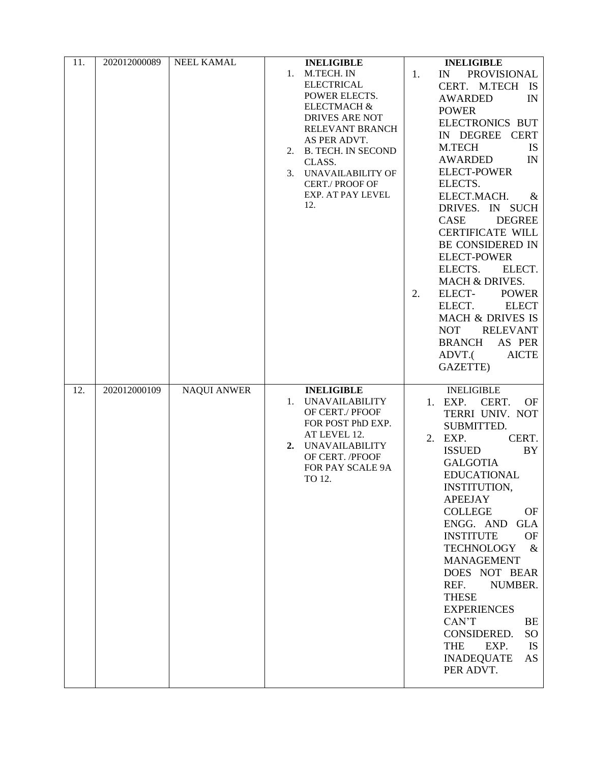| 11. | 202012000089 | NEEL KAMAL | **INELIGIBLE**<br>1. M.TECH. IN ELECTRICAL POWER ELECTS. ELECTMACH & DRIVES ARE NOT RELEVANT BRANCH AS PER ADVT.<br>2. B. TECH. IN SECOND CLASS.<br>3. UNAVAILABILITY OF CERT./ PROOF OF EXP. AT PAY LEVEL 12. | **INELIGIBLE**<br>1. IN PROVISIONAL CERT. M.TECH IS AWARDED IN POWER ELECTRONICS BUT IN DEGREE CERT M.TECH IS AWARDED IN ELECT-POWER ELECTS. ELECT.MACH. & DRIVES. IN SUCH CASE DEGREE CERTIFICATE WILL BE CONSIDERED IN ELECT-POWER ELECTS. ELECT. MACH & DRIVES.<br>2. ELECT- POWER ELECT. ELECT MACH & DRIVES IS NOT RELEVANT BRANCH AS PER ADVT.( AICTE GAZETTE) |
|---|---|---|---|---|
| 12. | 202012000109 | NAQUI ANWER | **INELIGIBLE**<br>1. UNAVAILABILITY OF CERT./ PFOOF FOR POST PhD EXP. AT LEVEL 12.<br>**2.** UNAVAILABILITY OF CERT. /PFOOF FOR PAY SCALE 9A TO 12. | INELIGIBLE<br>1. EXP. CERT. OF TERRI UNIV. NOT SUBMITTED.<br>2. EXP. CERT. ISSUED BY GALGOTIA EDUCATIONAL INSTITUTION, APEEJAY COLLEGE OF ENGG. AND GLA INSTITUTE OF TECHNOLOGY & MANAGEMENT DOES NOT BEAR REF. NUMBER. THESE EXPERIENCES CAN'T BE CONSIDERED. SO THE EXP. IS INADEQUATE AS PER ADVT. |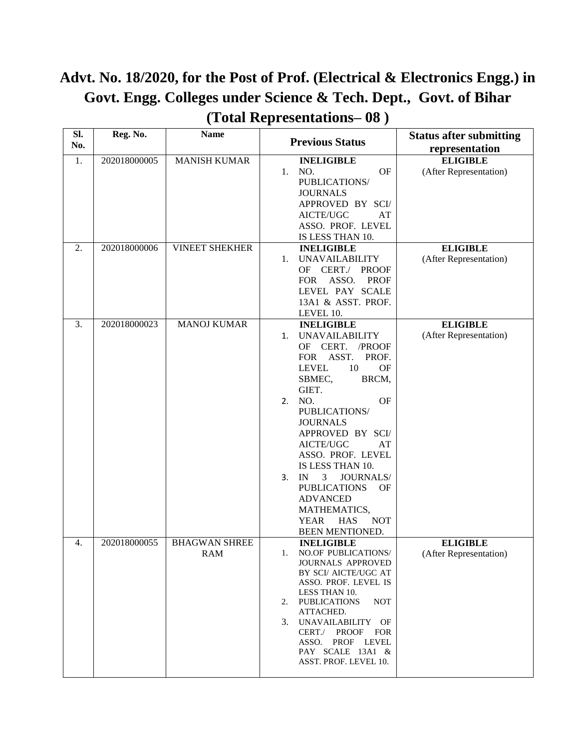# Advt. No. 18/2020, for the Post of Prof. (Electrical & Electronics Engg.) in Govt. Engg. Colleges under Science & Tech. Dept., Govt. of Bihar (Total Representations– 08 )

| Sl. No. | Reg. No. | Name | Previous Status | Status after submitting representation |
|---|---|---|---|---|
| 1. | 202018000005 | MANISH KUMAR | **INELIGIBLE**<br>1. NO. OF PUBLICATIONS/ JOURNALS APPROVED BY SCI/ AICTE/UGC AT ASSO. PROF. LEVEL IS LESS THAN 10. | **ELIGIBLE**<br>(After Representation) |
| 2. | 202018000006 | VINEET SHEKHER | **INELIGIBLE**<br>1. UNAVAILABILITY OF CERT./ PROOF FOR ASSO. PROF LEVEL PAY SCALE 13A1 & ASST. PROF. LEVEL 10. | **ELIGIBLE**<br>(After Representation) |
| 3. | 202018000023 | MANOJ KUMAR | **INELIGIBLE**<br>1. UNAVAILABILITY OF CERT. /PROOF FOR ASST. PROF. LEVEL 10 OF SBMEC, BRCM, GIET.<br>2. NO. OF PUBLICATIONS/ JOURNALS APPROVED BY SCI/ AICTE/UGC AT ASSO. PROF. LEVEL IS LESS THAN 10.<br>3. IN 3 JOURNALS/ PUBLICATIONS OF ADVANCED MATHEMATICS, YEAR HAS NOT BEEN MENTIONED. | **ELIGIBLE**<br>(After Representation) |
| 4. | 202018000055 | BHAGWAN SHREE RAM | **INELIGIBLE**<br>1. NO.OF PUBLICATIONS/ JOURNALS APPROVED BY SCI/ AICTE/UGC AT ASSO. PROF. LEVEL IS LESS THAN 10.<br>2. PUBLICATIONS NOT ATTACHED.<br>3. UNAVAILABILITY OF CERT./ PROOF FOR ASSO. PROF LEVEL PAY SCALE 13A1 & ASST. PROF. LEVEL 10. | **ELIGIBLE**<br>(After Representation) |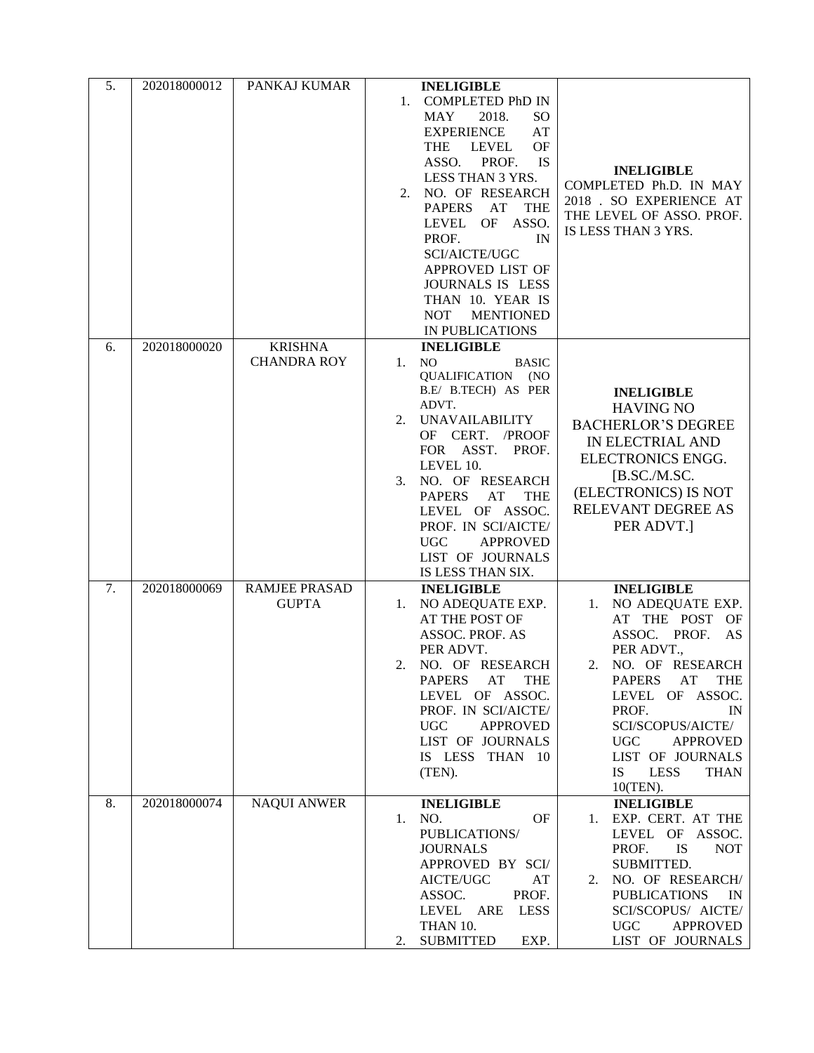| 5. | 202018000012 | PANKAJ KUMAR | **INELIGIBLE**<br>1. COMPLETED PhD IN MAY 2018. SO EXPERIENCE AT THE LEVEL OF ASSO. PROF. IS LESS THAN 3 YRS.<br>2. NO. OF RESEARCH PAPERS AT THE LEVEL OF ASSO. PROF. IN SCI/AICTE/UGC APPROVED LIST OF JOURNALS IS LESS THAN 10. YEAR IS NOT MENTIONED IN PUBLICATIONS | **INELIGIBLE**<br>COMPLETED Ph.D. IN MAY 2018 . SO EXPERIENCE AT THE LEVEL OF ASSO. PROF. IS LESS THAN 3 YRS. |
|---|---|---|---|---|
| 6. | 202018000020 | KRISHNA CHANDRA ROY | **INELIGIBLE**<br>1. NO BASIC QUALIFICATION (NO B.E/ B.TECH) AS PER ADVT.<br>2. UNAVAILABILITY OF CERT. /PROOF FOR ASST. PROF. LEVEL 10.<br>3. NO. OF RESEARCH PAPERS AT THE LEVEL OF ASSOC. PROF. IN SCI/AICTE/ UGC APPROVED LIST OF JOURNALS IS LESS THAN SIX. | **INELIGIBLE**<br>HAVING NO BACHERLOR'S DEGREE IN ELECTRIAL AND ELECTRONICS ENGG. [B.SC./M.SC. (ELECTRONICS) IS NOT RELEVANT DEGREE AS PER ADVT.] |
| 7. | 202018000069 | RAMJEE PRASAD GUPTA | **INELIGIBLE**<br>1. NO ADEQUATE EXP. AT THE POST OF ASSOC. PROF. AS PER ADVT.<br>2. NO. OF RESEARCH PAPERS AT THE LEVEL OF ASSOC. PROF. IN SCI/AICTE/ UGC APPROVED LIST OF JOURNALS IS LESS THAN 10 (TEN). | **INELIGIBLE**<br>1. NO ADEQUATE EXP. AT THE POST OF ASSOC. PROF. AS PER ADVT.,<br>2. NO. OF RESEARCH PAPERS AT THE LEVEL OF ASSOC. PROF. IN SCI/SCOPUS/AICTE/ UGC APPROVED LIST OF JOURNALS IS LESS THAN 10(TEN). |
| 8. | 202018000074 | NAQUI ANWER | **INELIGIBLE**<br>1. NO. OF PUBLICATIONS/ JOURNALS APPROVED BY SCI/ AICTE/UGC AT ASSOC. PROF. LEVEL ARE LESS THAN 10.<br>2. SUBMITTED EXP. | **INELIGIBLE**<br>1. EXP. CERT. AT THE LEVEL OF ASSOC. PROF. IS NOT SUBMITTED.<br>2. NO. OF RESEARCH/ PUBLICATIONS IN SCI/SCOPUS/ AICTE/ UGC APPROVED LIST OF JOURNALS |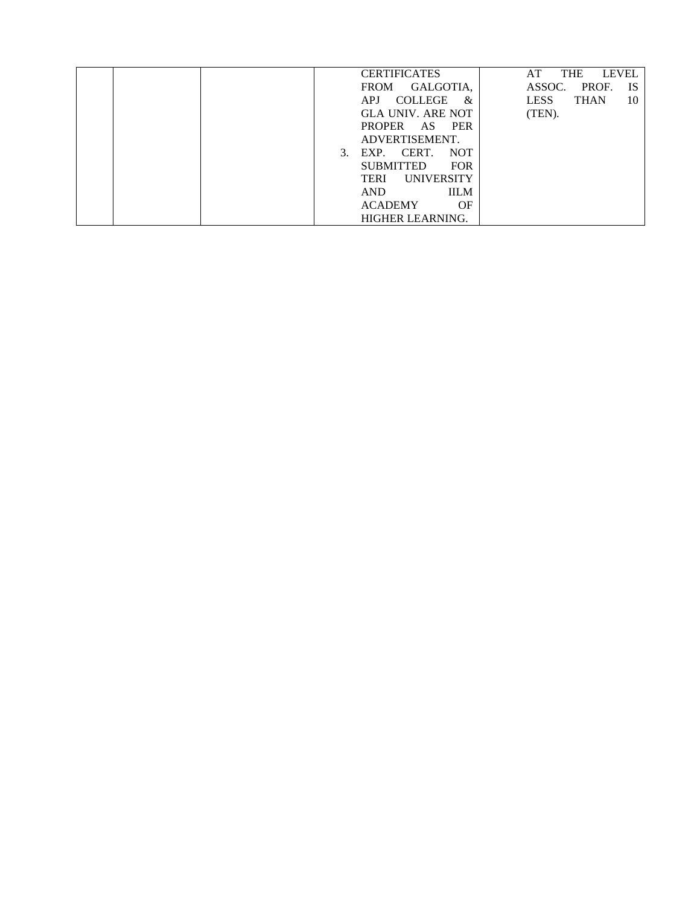| | | | | |
|---|---|---|---|---|
| | | | CERTIFICATES FROM GALGOTIA, APJ COLLEGE & GLA UNIV. ARE NOT PROPER AS PER ADVERTISEMENT.<br>3. EXP. CERT. NOT SUBMITTED FOR TERI UNIVERSITY AND IILM ACADEMY OF HIGHER LEARNING. | AT THE LEVEL ASSOC. PROF. IS LESS THAN 10 (TEN). |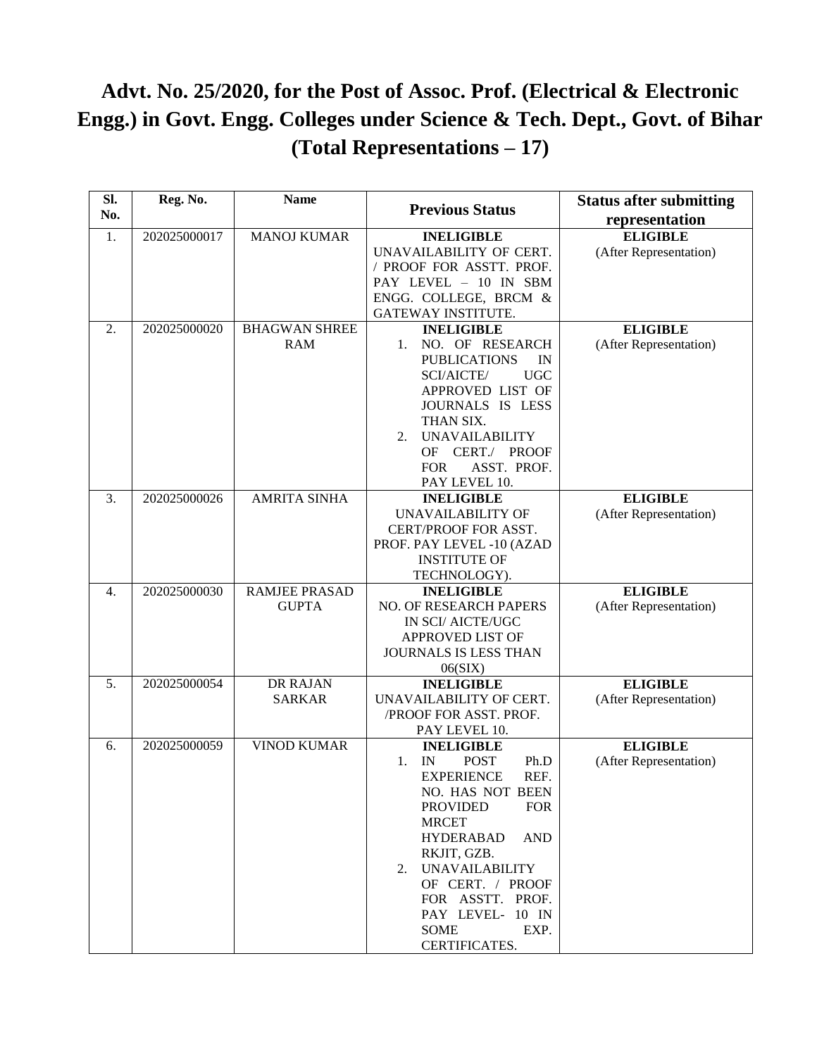# Advt. No. 25/2020, for the Post of Assoc. Prof. (Electrical & Electronic Engg.) in Govt. Engg. Colleges under Science & Tech. Dept., Govt. of Bihar (Total Representations – 17)

| Sl. No. | Reg. No. | Name | Previous Status | Status after submitting representation |
|---|---|---|---|---|
| 1. | 202025000017 | MANOJ KUMAR | **INELIGIBLE** UNAVAILABILITY OF CERT. / PROOF FOR ASSTT. PROF. PAY LEVEL – 10 IN SBM ENGG. COLLEGE, BRCM & GATEWAY INSTITUTE. | **ELIGIBLE** (After Representation) |
| 2. | 202025000020 | BHAGWAN SHREE RAM | **INELIGIBLE** 1. NO. OF RESEARCH PUBLICATIONS IN SCI/AICTE/ UGC APPROVED LIST OF JOURNALS IS LESS THAN SIX. 2. UNAVAILABILITY OF CERT./ PROOF FOR ASST. PROF. PAY LEVEL 10. | **ELIGIBLE** (After Representation) |
| 3. | 202025000026 | AMRITA SINHA | **INELIGIBLE** UNAVAILABILITY OF CERT/PROOF FOR ASST. PROF. PAY LEVEL -10 (AZAD INSTITUTE OF TECHNOLOGY). | **ELIGIBLE** (After Representation) |
| 4. | 202025000030 | RAMJEE PRASAD GUPTA | **INELIGIBLE** NO. OF RESEARCH PAPERS IN SCI/ AICTE/UGC APPROVED LIST OF JOURNALS IS LESS THAN 06(SIX) | **ELIGIBLE** (After Representation) |
| 5. | 202025000054 | DR RAJAN SARKAR | **INELIGIBLE** UNAVAILABILITY OF CERT. /PROOF FOR ASST. PROF. PAY LEVEL 10. | **ELIGIBLE** (After Representation) |
| 6. | 202025000059 | VINOD KUMAR | **INELIGIBLE** 1. IN POST Ph.D EXPERIENCE REF. NO. HAS NOT BEEN PROVIDED FOR MRCET HYDERABAD AND RKJIT, GZB. 2. UNAVAILABILITY OF CERT. / PROOF FOR ASSTT. PROF. PAY LEVEL- 10 IN SOME EXP. CERTIFICATES. | **ELIGIBLE** (After Representation) |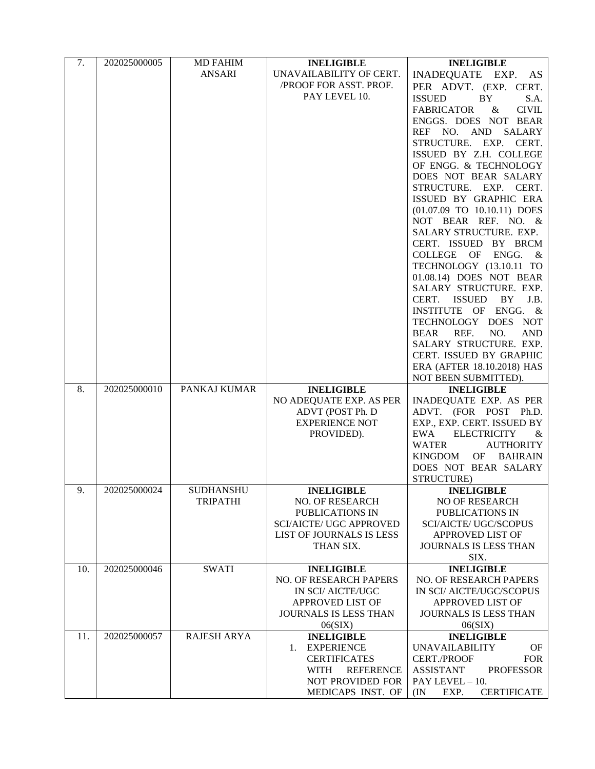| 7. | 202025000005 | MD FAHIM ANSARI | **INELIGIBLE** UNAVAILABILITY OF CERT. /PROOF FOR ASST. PROF. PAY LEVEL 10. | **INELIGIBLE** INADEQUATE EXP. AS PER ADVT. (EXP. CERT. ISSUED BY S.A. FABRICATOR & CIVIL ENGGS. DOES NOT BEAR REF NO. AND SALARY STRUCTURE. EXP. CERT. ISSUED BY Z.H. COLLEGE OF ENGG. & TECHNOLOGY DOES NOT BEAR SALARY STRUCTURE. EXP. CERT. ISSUED BY GRAPHIC ERA (01.07.09 TO 10.10.11) DOES NOT BEAR REF. NO. & SALARY STRUCTURE. EXP. CERT. ISSUED BY BRCM COLLEGE OF ENGG. & TECHNOLOGY (13.10.11 TO 01.08.14) DOES NOT BEAR SALARY STRUCTURE. EXP. CERT. ISSUED BY J.B. INSTITUTE OF ENGG. & TECHNOLOGY DOES NOT BEAR REF. NO. AND SALARY STRUCTURE. EXP. CERT. ISSUED BY GRAPHIC ERA (AFTER 18.10.2018) HAS NOT BEEN SUBMITTED). |
|---|---|---|---|---|
| 8. | 202025000010 | PANKAJ KUMAR | **INELIGIBLE** NO ADEQUATE EXP. AS PER ADVT (POST Ph. D EXPERIENCE NOT PROVIDED). | **INELIGIBLE** INADEQUATE EXP. AS PER ADVT. (FOR POST Ph.D. EXP., EXP. CERT. ISSUED BY EWA ELECTRICITY & WATER AUTHORITY KINGDOM OF BAHRAIN DOES NOT BEAR SALARY STRUCTURE) |
| 9. | 202025000024 | SUDHANSHU TRIPATHI | **INELIGIBLE** NO. OF RESEARCH PUBLICATIONS IN SCI/AICTE/ UGC APPROVED LIST OF JOURNALS IS LESS THAN SIX. | **INELIGIBLE** NO OF RESEARCH PUBLICATIONS IN SCI/AICTE/ UGC/SCOPUS APPROVED LIST OF JOURNALS IS LESS THAN SIX. |
| 10. | 202025000046 | SWATI | **INELIGIBLE** NO. OF RESEARCH PAPERS IN SCI/ AICTE/UGC APPROVED LIST OF JOURNALS IS LESS THAN 06(SIX) | **INELIGIBLE** NO. OF RESEARCH PAPERS IN SCI/ AICTE/UGC/SCOPUS APPROVED LIST OF JOURNALS IS LESS THAN 06(SIX) |
| 11. | 202025000057 | RAJESH ARYA | **INELIGIBLE** 1. EXPERIENCE CERTIFICATES WITH REFERENCE NOT PROVIDED FOR MEDICAPS INST. OF | **INELIGIBLE** UNAVAILABILITY OF CERT./PROOF FOR ASSISTANT PROFESSOR PAY LEVEL – 10. (IN EXP. CERTIFICATE |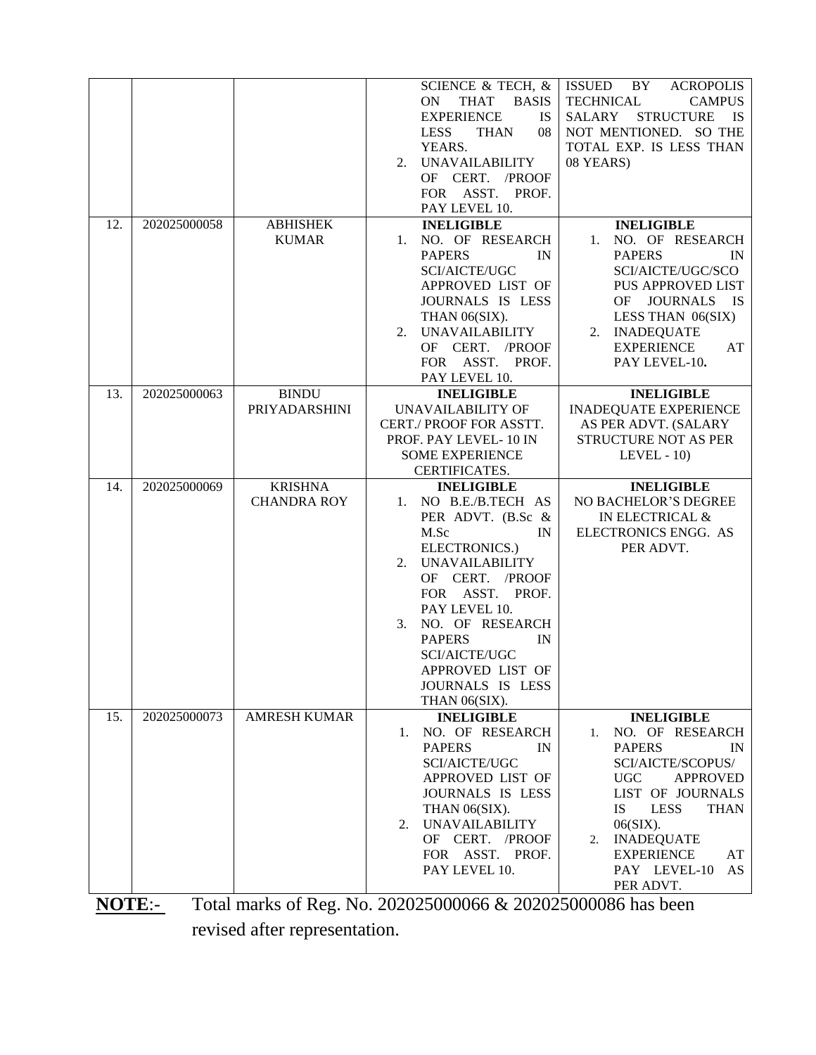| | | | | |
|---|---|---|---|---|
| | | | SCIENCE & TECH, & ON THAT BASIS EXPERIENCE IS LESS THAN 08 YEARS.<br>2. UNAVAILABILITY OF CERT. /PROOF FOR ASST. PROF. PAY LEVEL 10. | ISSUED BY ACROPOLIS TECHNICAL CAMPUS SALARY STRUCTURE IS NOT MENTIONED. SO THE TOTAL EXP. IS LESS THAN 08 YEARS) |
| 12. | 202025000058 | ABHISHEK KUMAR | **INELIGIBLE**<br>1. NO. OF RESEARCH PAPERS IN SCI/AICTE/UGC APPROVED LIST OF JOURNALS IS LESS THAN 06(SIX).<br>2. UNAVAILABILITY OF CERT. /PROOF FOR ASST. PROF. PAY LEVEL 10. | **INELIGIBLE**<br>1. NO. OF RESEARCH PAPERS IN SCI/AICTE/UGC/SCOPUS APPROVED LIST OF JOURNALS IS LESS THAN 06(SIX)<br>2. INADEQUATE EXPERIENCE AT PAY LEVEL-10. |
| 13. | 202025000063 | BINDU PRIYADARSHINI | **INELIGIBLE**<br>UNAVAILABILITY OF CERT./ PROOF FOR ASSTT. PROF. PAY LEVEL- 10 IN SOME EXPERIENCE CERTIFICATES. | **INELIGIBLE**<br>INADEQUATE EXPERIENCE AS PER ADVT. (SALARY STRUCTURE NOT AS PER LEVEL - 10) |
| 14. | 202025000069 | KRISHNA CHANDRA ROY | **INELIGIBLE**<br>1. NO B.E./B.TECH AS PER ADVT. (B.Sc & M.Sc IN ELECTRONICS.)<br>2. UNAVAILABILITY OF CERT. /PROOF FOR ASST. PROF. PAY LEVEL 10.<br>3. NO. OF RESEARCH PAPERS IN SCI/AICTE/UGC APPROVED LIST OF JOURNALS IS LESS THAN 06(SIX). | **INELIGIBLE**<br>NO BACHELOR'S DEGREE IN ELECTRICAL & ELECTRONICS ENGG. AS PER ADVT. |
| 15. | 202025000073 | AMRESH KUMAR | **INELIGIBLE**<br>1. NO. OF RESEARCH PAPERS IN SCI/AICTE/UGC APPROVED LIST OF JOURNALS IS LESS THAN 06(SIX).<br>2. UNAVAILABILITY OF CERT. /PROOF FOR ASST. PROF. PAY LEVEL 10. | **INELIGIBLE**<br>1. NO. OF RESEARCH PAPERS IN SCI/AICTE/SCOPUS/ UGC APPROVED LIST OF JOURNALS IS LESS THAN 06(SIX).<br>2. INADEQUATE EXPERIENCE AT PAY LEVEL-10 AS PER ADVT. |

**NOTE**:- Total marks of Reg. No. 202025000066 & 202025000086 has been revised after representation.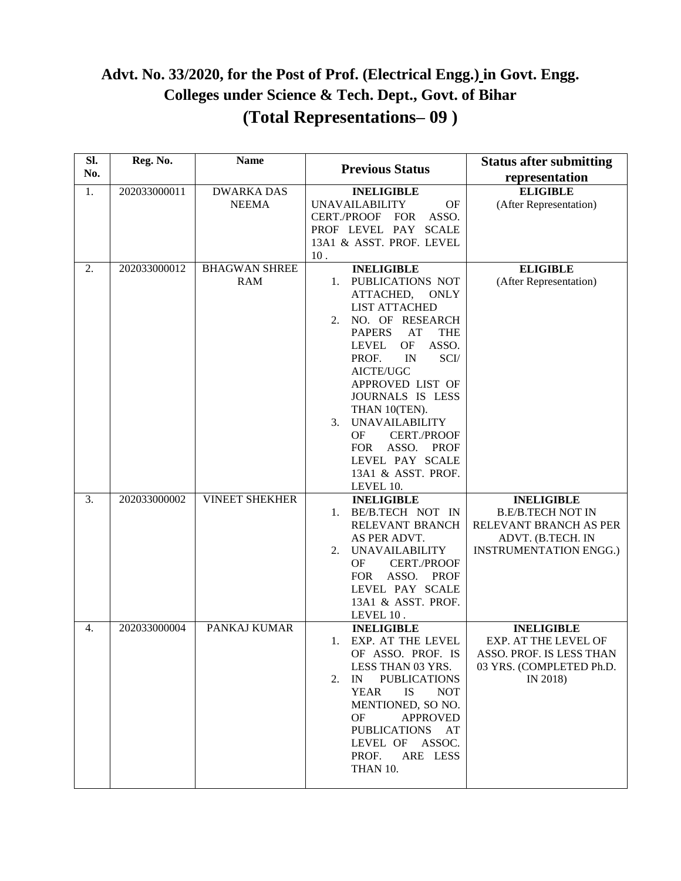## Advt. No. 33/2020, for the Post of Prof. (Electrical Engg.) in Govt. Engg. Colleges under Science & Tech. Dept., Govt. of Bihar

## (Total Representations– 09 )

| Sl. No. | Reg. No. | Name | Previous Status | Status after submitting representation |
|---|---|---|---|---|
| 1. | 202033000011 | DWARKA DAS NEEMA | **INELIGIBLE** UNAVAILABILITY OF CERT./PROOF FOR ASSO. PROF LEVEL PAY SCALE 13A1 & ASST. PROF. LEVEL 10 . | **ELIGIBLE** (After Representation) |
| 2. | 202033000012 | BHAGWAN SHREE RAM | **INELIGIBLE** 1. PUBLICATIONS NOT ATTACHED, ONLY LIST ATTACHED 2. NO. OF RESEARCH PAPERS AT THE LEVEL OF ASSO. PROF. IN SCI/ AICTE/UGC APPROVED LIST OF JOURNALS IS LESS THAN 10(TEN). 3. UNAVAILABILITY OF CERT./PROOF FOR ASSO. PROF LEVEL PAY SCALE 13A1 & ASST. PROF. LEVEL 10. | **ELIGIBLE** (After Representation) |
| 3. | 202033000002 | VINEET SHEKHER | **INELIGIBLE** 1. BE/B.TECH NOT IN RELEVANT BRANCH AS PER ADVT. 2. UNAVAILABILITY OF CERT./PROOF FOR ASSO. PROF LEVEL PAY SCALE 13A1 & ASST. PROF. LEVEL 10 . | **INELIGIBLE** B.E/B.TECH NOT IN RELEVANT BRANCH AS PER ADVT. (B.TECH. IN INSTRUMENTATION ENGG.) |
| 4. | 202033000004 | PANKAJ KUMAR | **INELIGIBLE** 1. EXP. AT THE LEVEL OF ASSO. PROF. IS LESS THAN 03 YRS. 2. IN PUBLICATIONS YEAR IS NOT MENTIONED, SO NO. OF APPROVED PUBLICATIONS AT LEVEL OF ASSOC. PROF. ARE LESS THAN 10. | **INELIGIBLE** EXP. AT THE LEVEL OF ASSO. PROF. IS LESS THAN 03 YRS. (COMPLETED Ph.D. IN 2018) |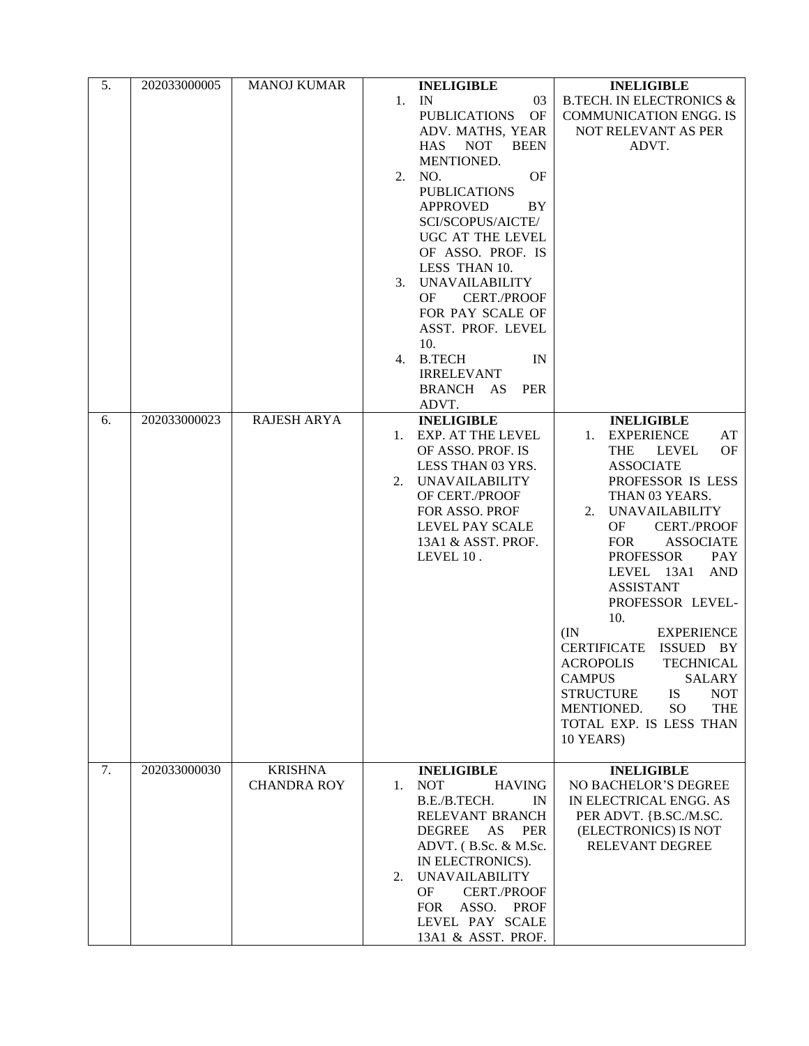| 5. | 202033000005 | MANOJ KUMAR | **INELIGIBLE**<br>1. IN 03 PUBLICATIONS OF ADV. MATHS, YEAR HAS NOT BEEN MENTIONED.<br>2. NO. OF PUBLICATIONS APPROVED BY SCI/SCOPUS/AICTE/ UGC AT THE LEVEL OF ASSO. PROF. IS LESS THAN 10.<br>3. UNAVAILABILITY OF CERT./PROOF FOR PAY SCALE OF ASST. PROF. LEVEL 10.<br>4. B.TECH IN IRRELEVANT BRANCH AS PER ADVT. | **INELIGIBLE**<br>B.TECH. IN ELECTRONICS & COMMUNICATION ENGG. IS NOT RELEVANT AS PER ADVT. |
|---|---|---|---|---|
| 6. | 202033000023 | RAJESH ARYA | **INELIGIBLE**<br>1. EXP. AT THE LEVEL OF ASSO. PROF. IS LESS THAN 03 YRS.<br>2. UNAVAILABILITY OF CERT./PROOF FOR ASSO. PROF LEVEL PAY SCALE 13A1 & ASST. PROF. LEVEL 10 . | **INELIGIBLE**<br>1. EXPERIENCE AT THE LEVEL OF ASSOCIATE PROFESSOR IS LESS THAN 03 YEARS.<br>2. UNAVAILABILITY OF CERT./PROOF FOR ASSOCIATE PROFESSOR PAY LEVEL 13A1 AND ASSISTANT PROFESSOR LEVEL-10.<br>(IN EXPERIENCE CERTIFICATE ISSUED BY ACROPOLIS TECHNICAL CAMPUS SALARY STRUCTURE IS NOT MENTIONED. SO THE TOTAL EXP. IS LESS THAN 10 YEARS) |
| 7. | 202033000030 | KRISHNA CHANDRA ROY | **INELIGIBLE**<br>1. NOT HAVING B.E./B.TECH. IN RELEVANT BRANCH DEGREE AS PER ADVT. ( B.Sc. & M.Sc. IN ELECTRONICS).<br>2. UNAVAILABILITY OF CERT./PROOF FOR ASSO. PROF LEVEL PAY SCALE 13A1 & ASST. PROF. | **INELIGIBLE**<br>NO BACHELOR'S DEGREE IN ELECTRICAL ENGG. AS PER ADVT. {B.SC./M.SC. (ELECTRONICS) IS NOT RELEVANT DEGREE |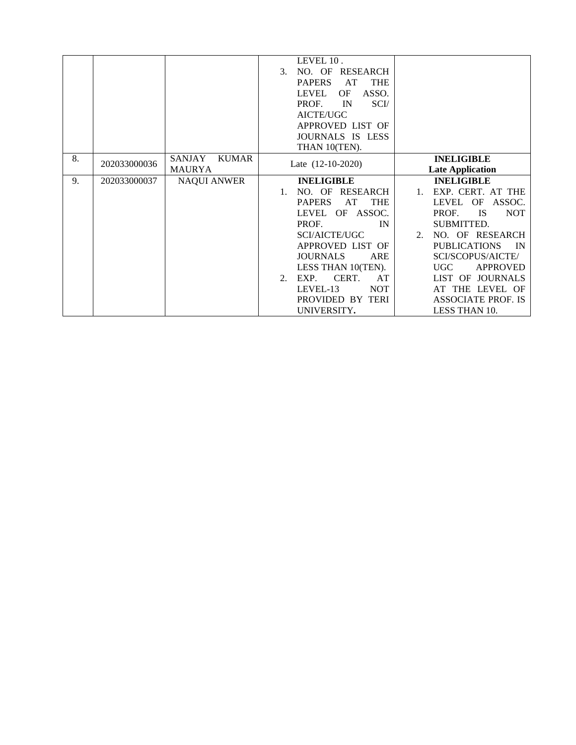| | | | | |
|---|---|---|---|---|
| | | | LEVEL 10 .<br>3. NO. OF RESEARCH PAPERS AT THE LEVEL OF ASSO. PROF. IN SCI/ AICTE/UGC APPROVED LIST OF JOURNALS IS LESS THAN 10(TEN). | |
| 8. | 202033000036 | SANJAY KUMAR MAURYA | Late (12-10-2020) | **INELIGIBLE**<br>**Late Application** |
| 9. | 202033000037 | NAQUI ANWER | **INELIGIBLE**<br>1. NO. OF RESEARCH PAPERS AT THE LEVEL OF ASSOC. PROF. IN SCI/AICTE/UGC APPROVED LIST OF JOURNALS ARE LESS THAN 10(TEN).<br>2. EXP. CERT. AT LEVEL-13 NOT PROVIDED BY TERI UNIVERSITY**.** | **INELIGIBLE**<br>1. EXP. CERT. AT THE LEVEL OF ASSOC. PROF. IS NOT SUBMITTED.<br>2. NO. OF RESEARCH PUBLICATIONS IN SCI/SCOPUS/AICTE/ UGC APPROVED LIST OF JOURNALS AT THE LEVEL OF ASSOCIATE PROF. IS LESS THAN 10. |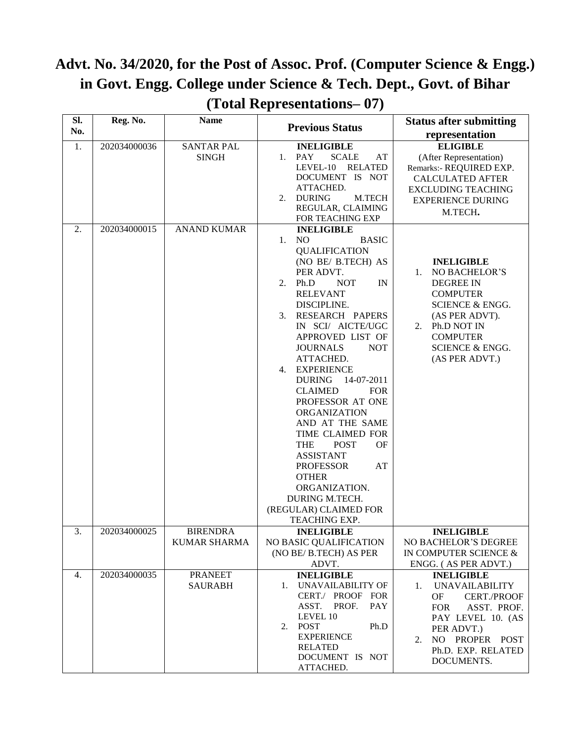# Advt. No. 34/2020, for the Post of Assoc. Prof. (Computer Science & Engg.) in Govt. Engg. College under Science & Tech. Dept., Govt. of Bihar (Total Representations– 07)

| Sl. No. | Reg. No. | Name | Previous Status | Status after submitting representation |
|---|---|---|---|---|
| 1. | 202034000036 | SANTAR PAL SINGH | **INELIGIBLE**<br>1. PAY SCALE AT LEVEL-10 RELATED DOCUMENT IS NOT ATTACHED.<br>2. DURING M.TECH REGULAR, CLAIMING FOR TEACHING EXP | **ELIGIBLE**<br>(After Representation)<br>Remarks:- REQUIRED EXP. CALCULATED AFTER EXCLUDING TEACHING EXPERIENCE DURING M.TECH**.** |
| 2. | 202034000015 | ANAND KUMAR | **INELIGIBLE**<br>1. NO BASIC QUALIFICATION (NO BE/ B.TECH) AS PER ADVT.<br>2. Ph.D NOT IN RELEVANT DISCIPLINE.<br>3. RESEARCH PAPERS IN SCI/ AICTE/UGC APPROVED LIST OF JOURNALS NOT ATTACHED.<br>4. EXPERIENCE DURING 14-07-2011 CLAIMED FOR PROFESSOR AT ONE ORGANIZATION AND AT THE SAME TIME CLAIMED FOR THE POST OF ASSISTANT PROFESSOR AT OTHER ORGANIZATION.<br>DURING M.TECH. (REGULAR) CLAIMED FOR TEACHING EXP. | **INELIGIBLE**<br>1. NO BACHELOR'S DEGREE IN COMPUTER SCIENCE & ENGG. (AS PER ADVT).<br>2. Ph.D NOT IN COMPUTER SCIENCE & ENGG. (AS PER ADVT.) |
| 3. | 202034000025 | BIRENDRA KUMAR SHARMA | **INELIGIBLE**<br>NO BASIC QUALIFICATION (NO BE/ B.TECH) AS PER ADVT. | **INELIGIBLE**<br>NO BACHELOR'S DEGREE IN COMPUTER SCIENCE & ENGG. ( AS PER ADVT.) |
| 4. | 202034000035 | PRANEET SAURABH | **INELIGIBLE**<br>1. UNAVAILABILITY OF CERT./ PROOF FOR ASST. PROF. PAY LEVEL 10<br>2. POST Ph.D EXPERIENCE RELATED DOCUMENT IS NOT ATTACHED. | **INELIGIBLE**<br>1. UNAVAILABILITY OF CERT./PROOF FOR ASST. PROF. PAY LEVEL 10. (AS PER ADVT.)<br>2. NO PROPER POST Ph.D. EXP. RELATED DOCUMENTS. |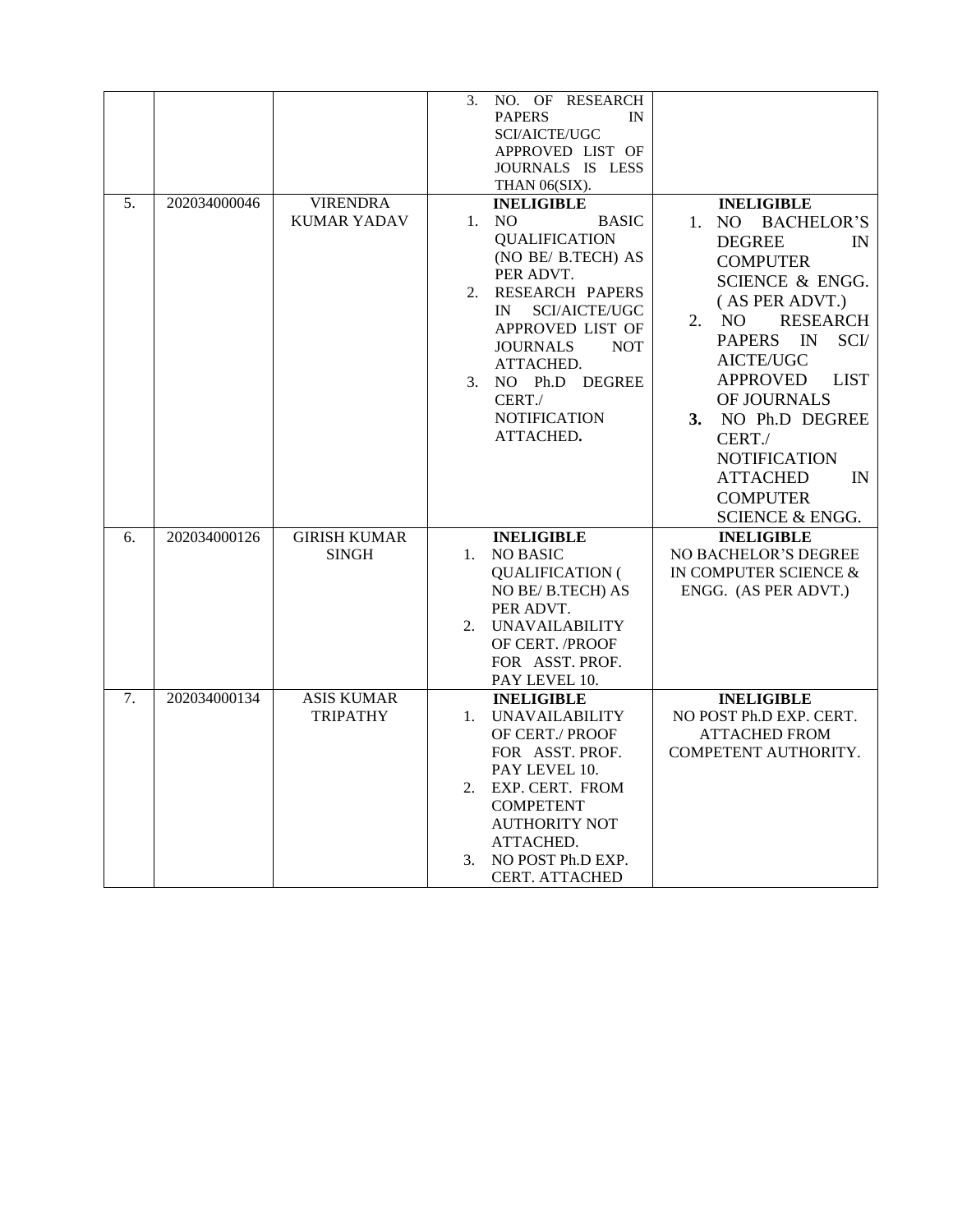| | | | | |
|---|---|---|---|---|
| | | | 3. NO. OF RESEARCH PAPERS IN SCI/AICTE/UGC APPROVED LIST OF JOURNALS IS LESS THAN 06(SIX). | |
| 5. | 202034000046 | VIRENDRA KUMAR YADAV | **INELIGIBLE**<br>1. NO BASIC QUALIFICATION (NO BE/ B.TECH) AS PER ADVT.<br>2. RESEARCH PAPERS IN SCI/AICTE/UGC APPROVED LIST OF JOURNALS NOT ATTACHED.<br>3. NO Ph.D DEGREE CERT./ NOTIFICATION ATTACHED**.** | **INELIGIBLE**<br>1. NO BACHELOR'S DEGREE IN COMPUTER SCIENCE & ENGG. ( AS PER ADVT.)<br>2. NO RESEARCH PAPERS IN SCI/ AICTE/UGC APPROVED LIST OF JOURNALS<br>**3.** NO Ph.D DEGREE CERT./ NOTIFICATION ATTACHED IN COMPUTER SCIENCE & ENGG. |
| 6. | 202034000126 | GIRISH KUMAR SINGH | **INELIGIBLE**<br>1. NO BASIC QUALIFICATION ( NO BE/ B.TECH) AS PER ADVT.<br>2. UNAVAILABILITY OF CERT. /PROOF FOR ASST. PROF. PAY LEVEL 10. | **INELIGIBLE**<br>NO BACHELOR'S DEGREE IN COMPUTER SCIENCE & ENGG. (AS PER ADVT.) |
| 7. | 202034000134 | ASIS KUMAR TRIPATHY | **INELIGIBLE**<br>1. UNAVAILABILITY OF CERT./ PROOF FOR ASST. PROF. PAY LEVEL 10.<br>2. EXP. CERT. FROM COMPETENT AUTHORITY NOT ATTACHED.<br>3. NO POST Ph.D EXP. CERT. ATTACHED | **INELIGIBLE**<br>NO POST Ph.D EXP. CERT. ATTACHED FROM COMPETENT AUTHORITY. |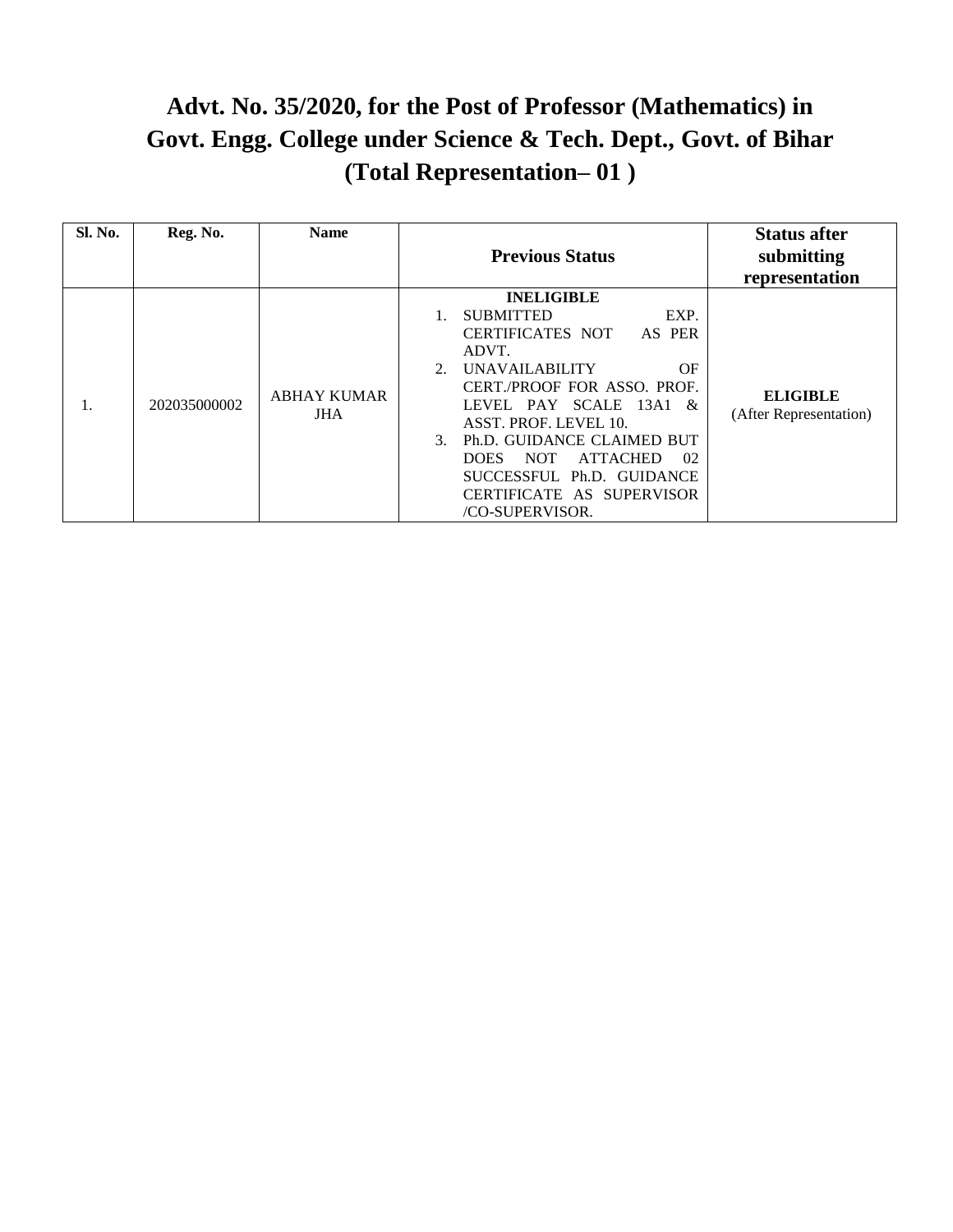# Advt. No. 35/2020, for the Post of Professor (Mathematics) in Govt. Engg. College under Science & Tech. Dept., Govt. of Bihar (Total Representation– 01 )

| Sl. No. | Reg. No. | Name | Previous Status | Status after submitting representation |
|---|---|---|---|---|
| 1. | 202035000002 | ABHAY KUMAR JHA | **INELIGIBLE**<br>1. SUBMITTED EXP. CERTIFICATES NOT AS PER ADVT.<br>2. UNAVAILABILITY OF CERT./PROOF FOR ASSO. PROF. LEVEL PAY SCALE 13A1 & ASST. PROF. LEVEL 10.<br>3. Ph.D. GUIDANCE CLAIMED BUT DOES NOT ATTACHED 02 SUCCESSFUL Ph.D. GUIDANCE CERTIFICATE AS SUPERVISOR /CO-SUPERVISOR. | **ELIGIBLE** (After Representation) |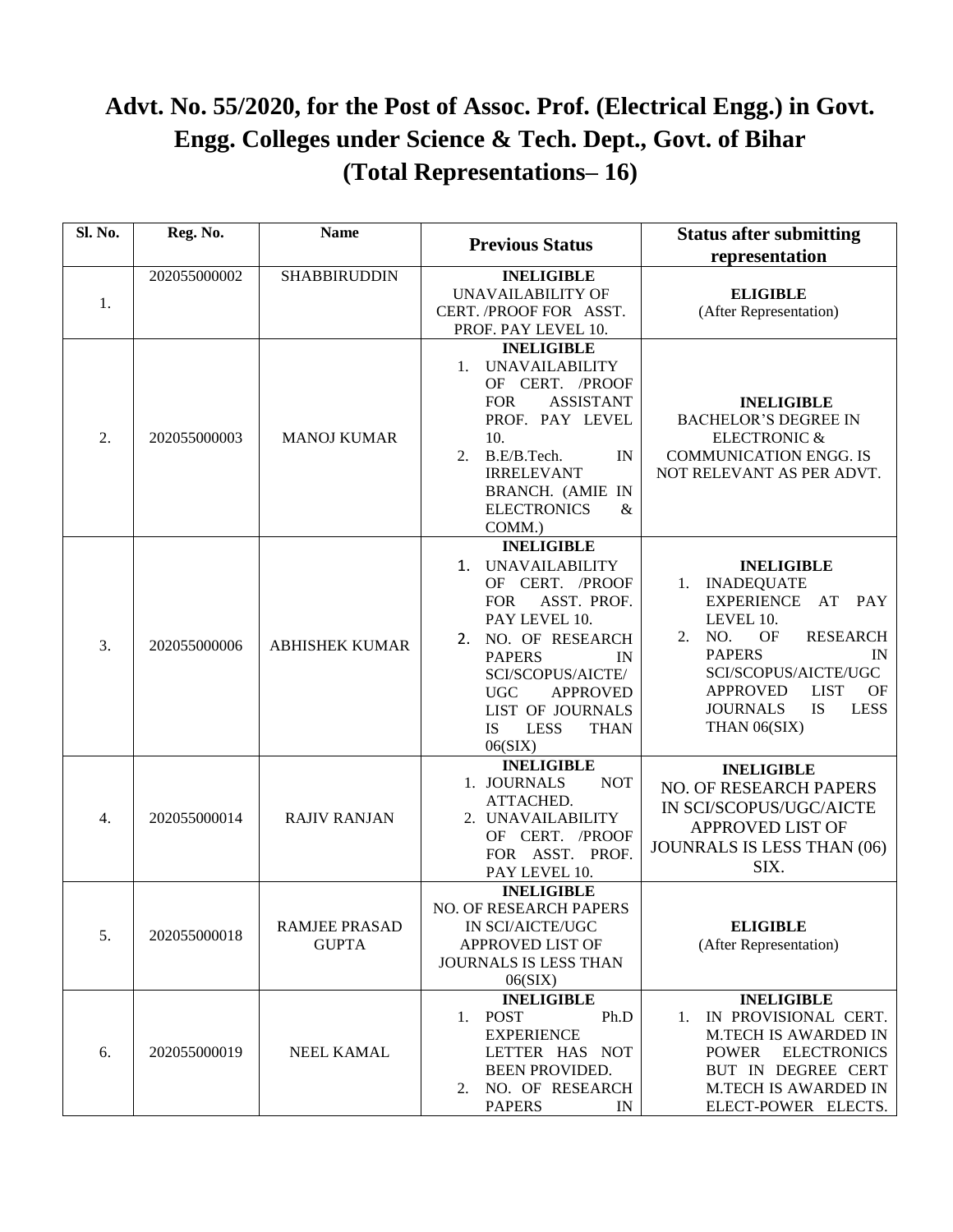# Advt. No. 55/2020, for the Post of Assoc. Prof. (Electrical Engg.) in Govt. Engg. Colleges under Science & Tech. Dept., Govt. of Bihar (Total Representations– 16)

| Sl. No. | Reg. No. | Name | Previous Status | Status after submitting representation |
|---|---|---|---|---|
| 1. | 202055000002 | SHABBIRUDDIN | **INELIGIBLE** UNAVAILABILITY OF CERT. /PROOF FOR ASST. PROF. PAY LEVEL 10. | **ELIGIBLE** (After Representation) |
| 2. | 202055000003 | MANOJ KUMAR | **INELIGIBLE** 1. UNAVAILABILITY OF CERT. /PROOF FOR ASSISTANT PROF. PAY LEVEL 10. 2. B.E/B.Tech. IN IRRELEVANT BRANCH. (AMIE IN ELECTRONICS & COMM.) | **INELIGIBLE** BACHELOR'S DEGREE IN ELECTRONIC & COMMUNICATION ENGG. IS NOT RELEVANT AS PER ADVT. |
| 3. | 202055000006 | ABHISHEK KUMAR | **INELIGIBLE** 1. UNAVAILABILITY OF CERT. /PROOF FOR ASST. PROF. PAY LEVEL 10. 2. NO. OF RESEARCH PAPERS IN SCI/SCOPUS/AICTE/ UGC APPROVED LIST OF JOURNALS IS LESS THAN 06(SIX) | **INELIGIBLE** 1. INADEQUATE EXPERIENCE AT PAY LEVEL 10. 2. NO. OF RESEARCH PAPERS IN SCI/SCOPUS/AICTE/UGC APPROVED LIST OF JOURNALS IS LESS THAN 06(SIX) |
| 4. | 202055000014 | RAJIV RANJAN | **INELIGIBLE** 1. JOURNALS NOT ATTACHED. 2. UNAVAILABILITY OF CERT. /PROOF FOR ASST. PROF. PAY LEVEL 10. | **INELIGIBLE** NO. OF RESEARCH PAPERS IN SCI/SCOPUS/UGC/AICTE APPROVED LIST OF JOUNRALS IS LESS THAN (06) SIX. |
| 5. | 202055000018 | RAMJEE PRASAD GUPTA | **INELIGIBLE** NO. OF RESEARCH PAPERS IN SCI/AICTE/UGC APPROVED LIST OF JOURNALS IS LESS THAN 06(SIX) | **ELIGIBLE** (After Representation) |
| 6. | 202055000019 | NEEL KAMAL | **INELIGIBLE** 1. POST Ph.D EXPERIENCE LETTER HAS NOT BEEN PROVIDED. 2. NO. OF RESEARCH PAPERS IN | **INELIGIBLE** 1. IN PROVISIONAL CERT. M.TECH IS AWARDED IN POWER ELECTRONICS BUT IN DEGREE CERT M.TECH IS AWARDED IN ELECT-POWER ELECTS. |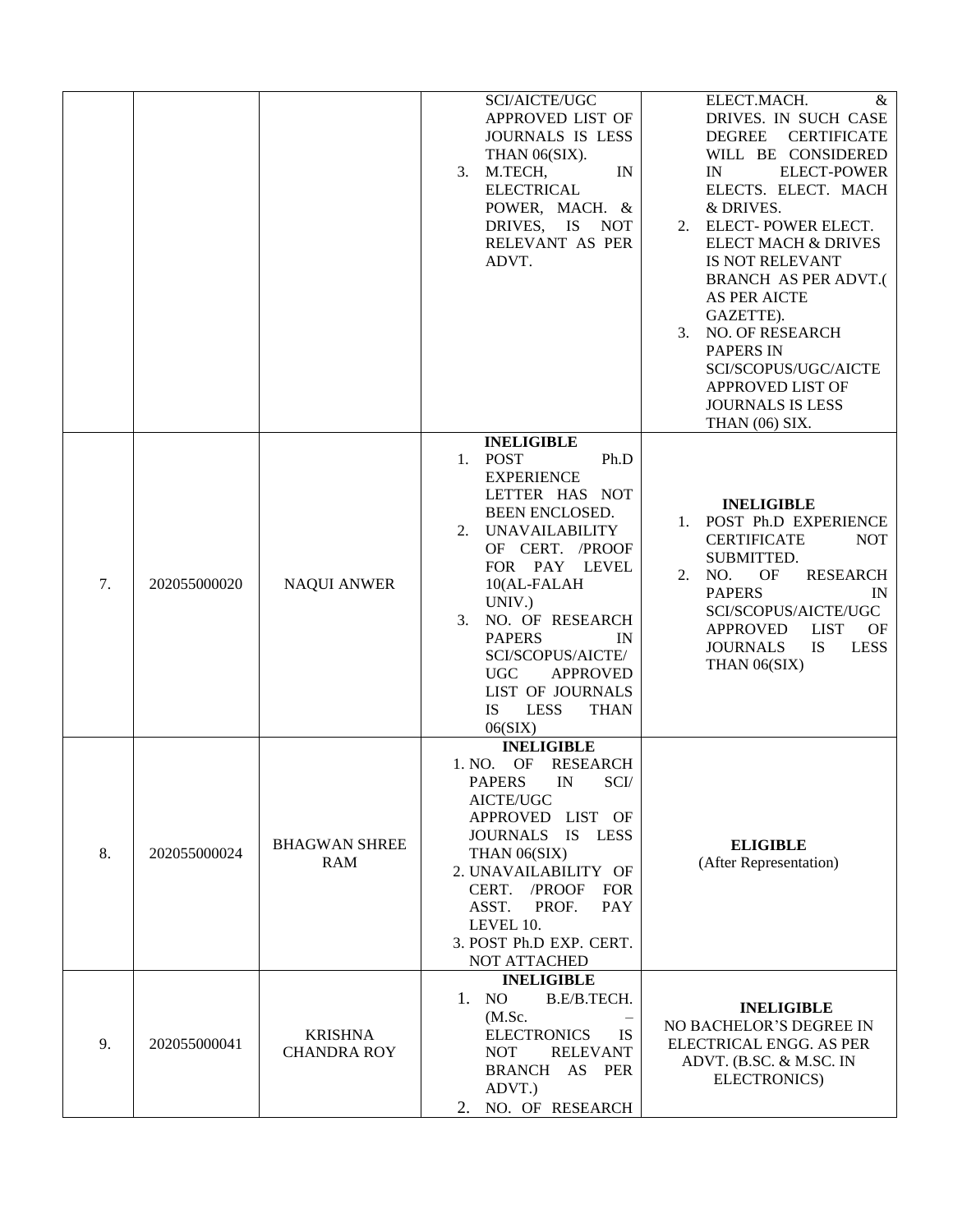| | | | | |
|---|---|---|---|---|
| | | | SCI/AICTE/UGC APPROVED LIST OF JOURNALS IS LESS THAN 06(SIX).<br>3. M.TECH, IN ELECTRICAL POWER, MACH. & DRIVES, IS NOT RELEVANT AS PER ADVT. | ELECT.MACH. & DRIVES. IN SUCH CASE DEGREE CERTIFICATE WILL BE CONSIDERED IN ELECT-POWER ELECTS. ELECT. MACH & DRIVES.<br>2. ELECT- POWER ELECT. ELECT MACH & DRIVES IS NOT RELEVANT BRANCH AS PER ADVT.( AS PER AICTE GAZETTE).<br>3. NO. OF RESEARCH PAPERS IN SCI/SCOPUS/UGC/AICTE APPROVED LIST OF JOURNALS IS LESS THAN (06) SIX. |
| 7. | 202055000020 | NAQUI ANWER | **INELIGIBLE**<br>1. POST Ph.D EXPERIENCE LETTER HAS NOT BEEN ENCLOSED.<br>2. UNAVAILABILITY OF CERT. /PROOF FOR PAY LEVEL 10(AL-FALAH UNIV.)<br>3. NO. OF RESEARCH PAPERS IN SCI/SCOPUS/AICTE/ UGC APPROVED LIST OF JOURNALS IS LESS THAN 06(SIX) | **INELIGIBLE**<br>1. POST Ph.D EXPERIENCE CERTIFICATE NOT SUBMITTED.<br>2. NO. OF RESEARCH PAPERS IN SCI/SCOPUS/AICTE/UGC APPROVED LIST OF JOURNALS IS LESS THAN 06(SIX) |
| 8. | 202055000024 | BHAGWAN SHREE RAM | **INELIGIBLE**<br>1. NO. OF RESEARCH PAPERS IN SCI/ AICTE/UGC APPROVED LIST OF JOURNALS IS LESS THAN 06(SIX)<br>2. UNAVAILABILITY OF CERT. /PROOF FOR ASST. PROF. PAY LEVEL 10.<br>3. POST Ph.D EXP. CERT. NOT ATTACHED | **ELIGIBLE**<br>(After Representation) |
| 9. | 202055000041 | KRISHNA CHANDRA ROY | **INELIGIBLE**<br>1. NO B.E/B.TECH. (M.Sc. – ELECTRONICS IS NOT RELEVANT BRANCH AS PER ADVT.)<br>2. NO. OF RESEARCH | **INELIGIBLE**<br>NO BACHELOR'S DEGREE IN ELECTRICAL ENGG. AS PER ADVT. (B.SC. & M.SC. IN ELECTRONICS) |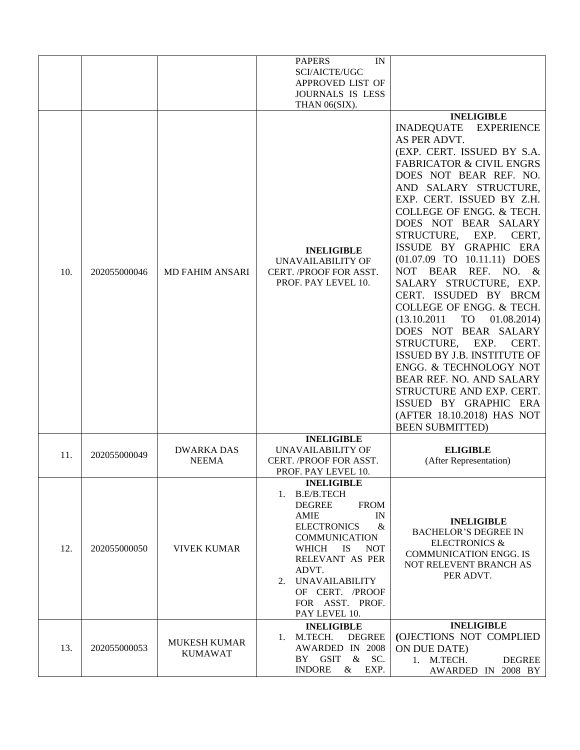| | | | | |
|---|---|---|---|---|
| | | | PAPERS IN SCI/AICTE/UGC APPROVED LIST OF JOURNALS IS LESS THAN 06(SIX). | |
| 10. | 202055000046 | MD FAHIM ANSARI | **INELIGIBLE** UNAVAILABILITY OF CERT. /PROOF FOR ASST. PROF. PAY LEVEL 10. | **INELIGIBLE** INADEQUATE EXPERIENCE AS PER ADVT. (EXP. CERT. ISSUED BY S.A. FABRICATOR & CIVIL ENGRS DOES NOT BEAR REF. NO. AND SALARY STRUCTURE, EXP. CERT. ISSUED BY Z.H. COLLEGE OF ENGG. & TECH. DOES NOT BEAR SALARY STRUCTURE, EXP. CERT, ISSUDE BY GRAPHIC ERA (01.07.09 TO 10.11.11) DOES NOT BEAR REF. NO. & SALARY STRUCTURE, EXP. CERT. ISSUDED BY BRCM COLLEGE OF ENGG. & TECH. (13.10.2011 TO 01.08.2014) DOES NOT BEAR SALARY STRUCTURE, EXP. CERT. ISSUED BY J.B. INSTITUTE OF ENGG. & TECHNOLOGY NOT BEAR REF. NO. AND SALARY STRUCTURE AND EXP. CERT. ISSUED BY GRAPHIC ERA (AFTER 18.10.2018) HAS NOT BEEN SUBMITTED) |
| 11. | 202055000049 | DWARKA DAS NEEMA | **INELIGIBLE** UNAVAILABILITY OF CERT. /PROOF FOR ASST. PROF. PAY LEVEL 10. | **ELIGIBLE** (After Representation) |
| 12. | 202055000050 | VIVEK KUMAR | **INELIGIBLE** 1. B.E/B.TECH DEGREE FROM AMIE IN ELECTRONICS & COMMUNICATION WHICH IS NOT RELEVANT AS PER ADVT. 2. UNAVAILABILITY OF CERT. /PROOF FOR ASST. PROF. PAY LEVEL 10. | **INELIGIBLE** BACHELOR'S DEGREE IN ELECTRONICS & COMMUNICATION ENGG. IS NOT RELEVENT BRANCH AS PER ADVT. |
| 13. | 202055000053 | MUKESH KUMAR KUMAWAT | **INELIGIBLE** 1. M.TECH. DEGREE AWARDED IN 2008 BY GSIT & SC. INDORE & EXP. | **INELIGIBLE** (OJECTIONS NOT COMPLIED ON DUE DATE) 1. M.TECH. DEGREE AWARDED IN 2008 BY |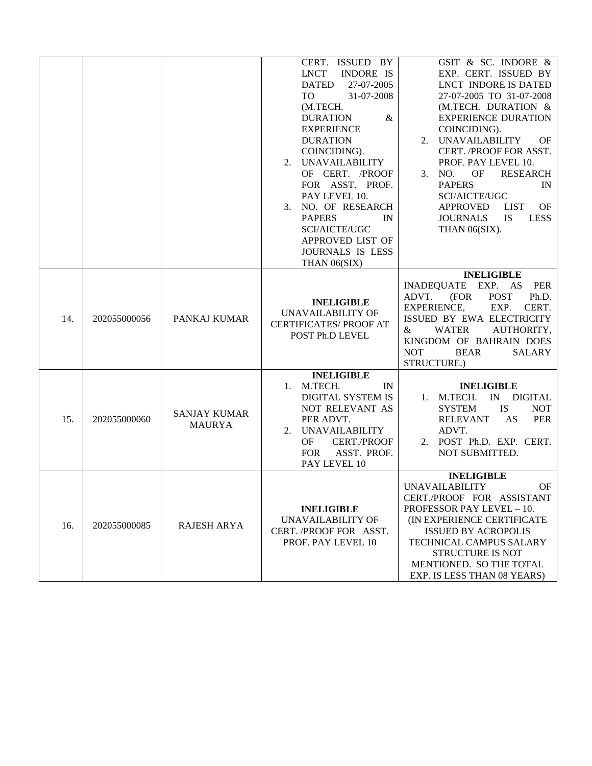| | | | | |
|---|---|---|---|---|
| | | | CERT. ISSUED BY LNCT INDORE IS DATED 27-07-2005 TO 31-07-2008 (M.TECH. DURATION & EXPERIENCE DURATION COINCIDING).<br>2. UNAVAILABILITY OF CERT. /PROOF FOR ASST. PROF. PAY LEVEL 10.<br>3. NO. OF RESEARCH PAPERS IN SCI/AICTE/UGC APPROVED LIST OF JOURNALS IS LESS THAN 06(SIX) | GSIT & SC. INDORE & EXP. CERT. ISSUED BY LNCT INDORE IS DATED 27-07-2005 TO 31-07-2008 (M.TECH. DURATION & EXPERIENCE DURATION COINCIDING).<br>2. UNAVAILABILITY OF CERT. /PROOF FOR ASST. PROF. PAY LEVEL 10.<br>3. NO. OF RESEARCH PAPERS IN SCI/AICTE/UGC APPROVED LIST OF JOURNALS IS LESS THAN 06(SIX). |
| 14. | 202055000056 | PANKAJ KUMAR | **INELIGIBLE**<br>UNAVAILABILITY OF CERTIFICATES/ PROOF AT POST Ph.D LEVEL | **INELIGIBLE**<br>INADEQUATE EXP. AS PER ADVT. (FOR POST Ph.D. EXPERIENCE, EXP. CERT. ISSUED BY EWA ELECTRICITY & WATER AUTHORITY, KINGDOM OF BAHRAIN DOES NOT BEAR SALARY STRUCTURE.) |
| 15. | 202055000060 | SANJAY KUMAR MAURYA | **INELIGIBLE**<br>1. M.TECH. IN DIGITAL SYSTEM IS NOT RELEVANT AS PER ADVT.<br>2. UNAVAILABILITY OF CERT./PROOF FOR ASST. PROF. PAY LEVEL 10 | **INELIGIBLE**<br>1. M.TECH. IN DIGITAL SYSTEM IS NOT RELEVANT AS PER ADVT.<br>2. POST Ph.D. EXP. CERT. NOT SUBMITTED. |
| 16. | 202055000085 | RAJESH ARYA | **INELIGIBLE**<br>UNAVAILABILITY OF CERT. /PROOF FOR ASST. PROF. PAY LEVEL 10 | **INELIGIBLE**<br>UNAVAILABILITY OF CERT./PROOF FOR ASSISTANT PROFESSOR PAY LEVEL – 10.<br>(IN EXPERIENCE CERTIFICATE ISSUED BY ACROPOLIS TECHNICAL CAMPUS SALARY STRUCTURE IS NOT MENTIONED. SO THE TOTAL EXP. IS LESS THAN 08 YEARS) |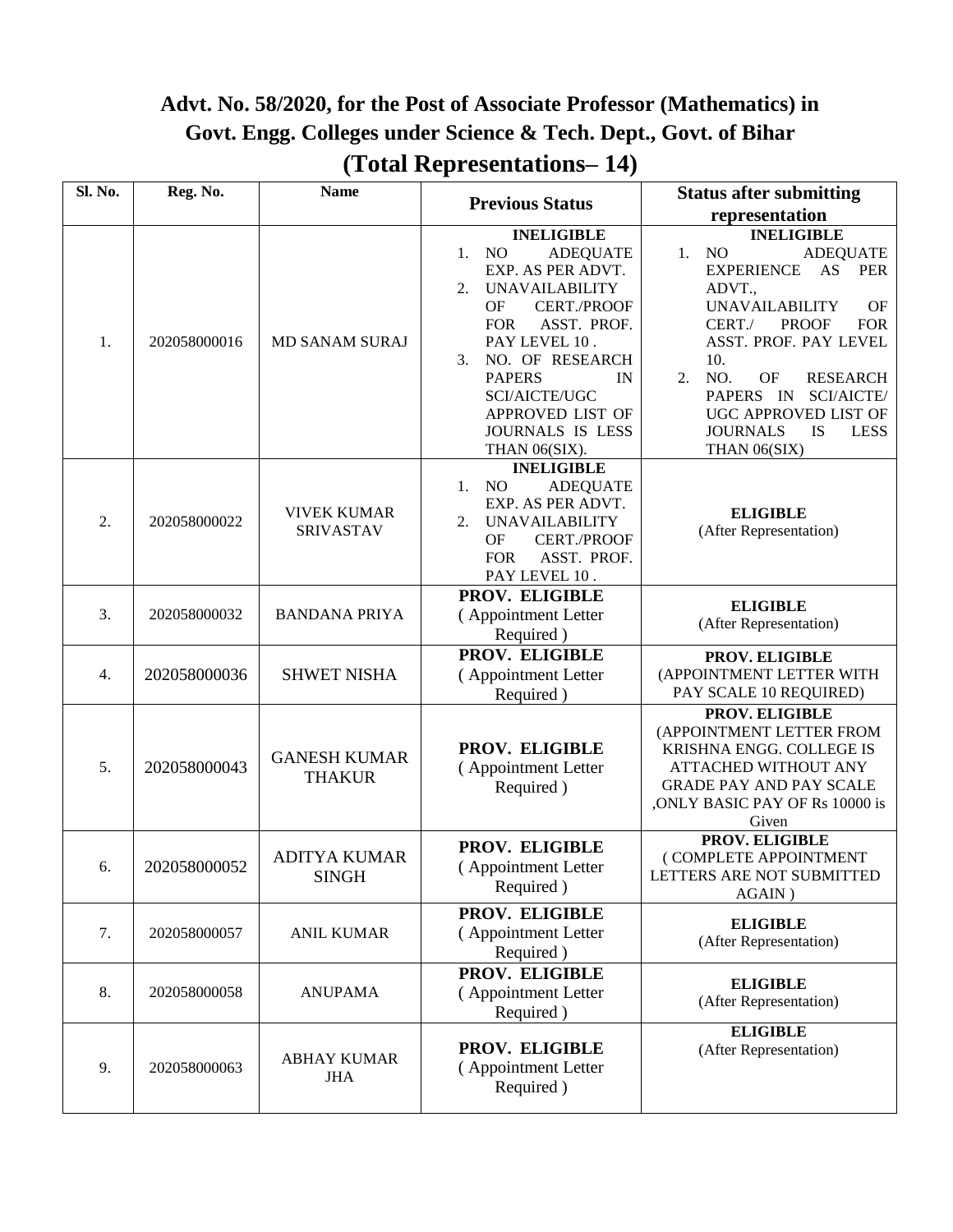## Advt. No. 58/2020, for the Post of Associate Professor (Mathematics) in Govt. Engg. Colleges under Science & Tech. Dept., Govt. of Bihar

## (Total Representations– 14)

| Sl. No. | Reg. No. | Name | Previous Status | Status after submitting representation |
|---|---|---|---|---|
| 1. | 202058000016 | MD SANAM SURAJ | **INELIGIBLE**<br>1. NO ADEQUATE EXP. AS PER ADVT.<br>2. UNAVAILABILITY OF CERT./PROOF FOR ASST. PROF. PAY LEVEL 10 .<br>3. NO. OF RESEARCH PAPERS IN SCI/AICTE/UGC APPROVED LIST OF JOURNALS IS LESS THAN 06(SIX). | **INELIGIBLE**<br>1. NO ADEQUATE EXPERIENCE AS PER ADVT., UNAVAILABILITY OF CERT./ PROOF FOR ASST. PROF. PAY LEVEL 10.<br>2. NO. OF RESEARCH PAPERS IN SCI/AICTE/ UGC APPROVED LIST OF JOURNALS IS LESS THAN 06(SIX) |
| 2. | 202058000022 | VIVEK KUMAR SRIVASTAV | **INELIGIBLE**<br>1. NO ADEQUATE EXP. AS PER ADVT.<br>2. UNAVAILABILITY OF CERT./PROOF FOR ASST. PROF. PAY LEVEL 10 . | **ELIGIBLE**<br>(After Representation) |
| 3. | 202058000032 | BANDANA PRIYA | **PROV. ELIGIBLE**<br>( Appointment Letter Required ) | **ELIGIBLE**<br>(After Representation) |
| 4. | 202058000036 | SHWET NISHA | **PROV. ELIGIBLE**<br>( Appointment Letter Required ) | **PROV. ELIGIBLE**<br>(APPOINTMENT LETTER WITH PAY SCALE 10 REQUIRED) |
| 5. | 202058000043 | GANESH KUMAR THAKUR | **PROV. ELIGIBLE**<br>( Appointment Letter Required ) | **PROV. ELIGIBLE**<br>(APPOINTMENT LETTER FROM KRISHNA ENGG. COLLEGE IS ATTACHED WITHOUT ANY GRADE PAY AND PAY SCALE ,ONLY BASIC PAY OF Rs 10000 is Given |
| 6. | 202058000052 | ADITYA KUMAR SINGH | **PROV. ELIGIBLE**<br>( Appointment Letter Required ) | **PROV. ELIGIBLE**<br>( COMPLETE APPOINTMENT LETTERS ARE NOT SUBMITTED AGAIN ) |
| 7. | 202058000057 | ANIL KUMAR | **PROV. ELIGIBLE**<br>( Appointment Letter Required ) | **ELIGIBLE**<br>(After Representation) |
| 8. | 202058000058 | ANUPAMA | **PROV. ELIGIBLE**<br>( Appointment Letter Required ) | **ELIGIBLE**<br>(After Representation) |
| 9. | 202058000063 | ABHAY KUMAR JHA | **PROV. ELIGIBLE**<br>( Appointment Letter Required ) | **ELIGIBLE**<br>(After Representation) |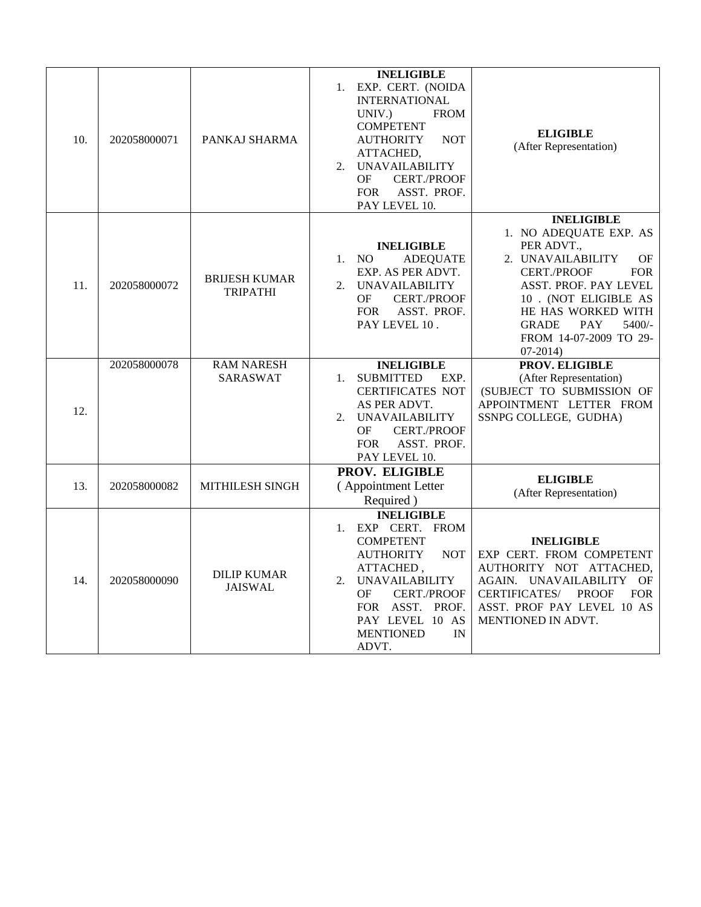| | | | | |
|---|---|---|---|---|
| 10. | 202058000071 | PANKAJ SHARMA | **INELIGIBLE**<br>1. EXP. CERT. (NOIDA INTERNATIONAL UNIV.) FROM COMPETENT AUTHORITY NOT ATTACHED,<br>2. UNAVAILABILITY OF CERT./PROOF FOR ASST. PROF. PAY LEVEL 10. | **ELIGIBLE**<br>(After Representation) |
| 11. | 202058000072 | BRIJESH KUMAR TRIPATHI | **INELIGIBLE**<br>1. NO ADEQUATE EXP. AS PER ADVT.<br>2. UNAVAILABILITY OF CERT./PROOF FOR ASST. PROF. PAY LEVEL 10 . | **INELIGIBLE**<br>1. NO ADEQUATE EXP. AS PER ADVT.,<br>2. UNAVAILABILITY OF CERT./PROOF FOR ASST. PROF. PAY LEVEL 10 . (NOT ELIGIBLE AS HE HAS WORKED WITH GRADE PAY 5400/- FROM 14-07-2009 TO 29-07-2014) |
| 12. | 202058000078 | RAM NARESH SARASWAT | **INELIGIBLE**<br>1. SUBMITTED EXP. CERTIFICATES NOT AS PER ADVT.<br>2. UNAVAILABILITY OF CERT./PROOF FOR ASST. PROF. PAY LEVEL 10. | **PROV. ELIGIBLE**<br>(After Representation)<br>(SUBJECT TO SUBMISSION OF APPOINTMENT LETTER FROM SSNPG COLLEGE, GUDHA) |
| 13. | 202058000082 | MITHILESH SINGH | **PROV. ELIGIBLE**<br>( Appointment Letter Required ) | **ELIGIBLE**<br>(After Representation) |
| 14. | 202058000090 | DILIP KUMAR JAISWAL | **INELIGIBLE**<br>1. EXP CERT. FROM COMPETENT AUTHORITY NOT ATTACHED ,<br>2. UNAVAILABILITY OF CERT./PROOF FOR ASST. PROF. PAY LEVEL 10 AS MENTIONED IN ADVT. | **INELIGIBLE**<br>EXP CERT. FROM COMPETENT AUTHORITY NOT ATTACHED, AGAIN. UNAVAILABILITY OF CERTIFICATES/ PROOF FOR ASST. PROF PAY LEVEL 10 AS MENTIONED IN ADVT. |